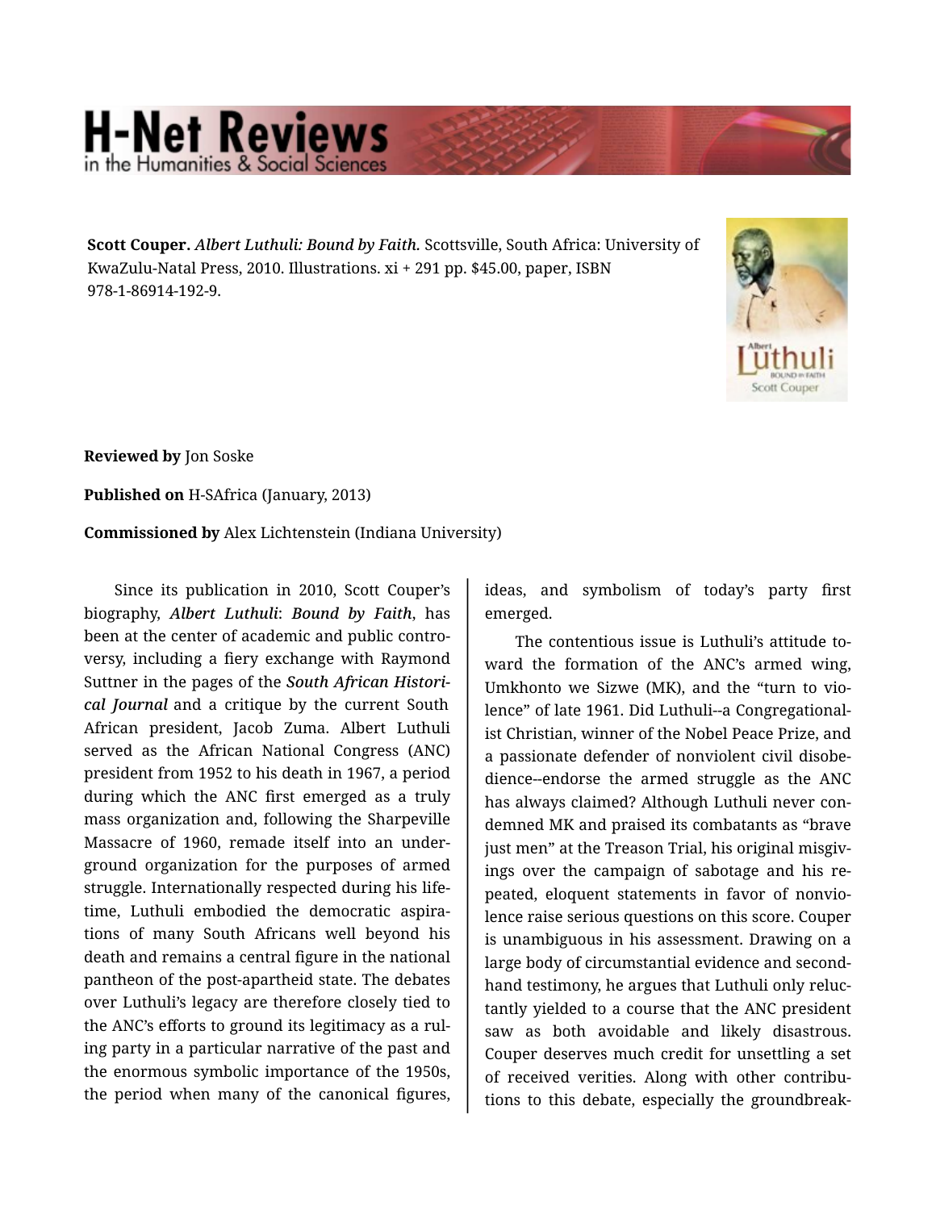**Scott Couper.** *Albert Luthuli: Bound by Faith.* Scottsville, South Africa: University of KwaZulu-Natal Press, 2010. Illustrations. xi + 291 pp. $45.00, paper, ISBN 978-1-86914-192-9.

**Reviewed by** Jon Soske

**Published on** H-SAfrica (January, 2013)

**Commissioned by** Alex Lichtenstein (Indiana University)

Since its publication in 2010, Scott Couper's biography, ***Albert Luthuli*: *Bound by Faith***, has been at the center of academic and public controversy, including a fiery exchange with Raymond Suttner in the pages of the ***South African Historical Journal*** and a critique by the current South African president, Jacob Zuma. Albert Luthuli served as the African National Congress (ANC) president from 1952 to his death in 1967, a period during which the ANC first emerged as a truly mass organization and, following the Sharpeville Massacre of 1960, remade itself into an underground organization for the purposes of armed struggle. Internationally respected during his lifetime, Luthuli embodied the democratic aspirations of many South Africans well beyond his death and remains a central figure in the national pantheon of the post-apartheid state. The debates over Luthuli's legacy are therefore closely tied to the ANC's efforts to ground its legitimacy as a ruling party in a particular narrative of the past and the enormous symbolic importance of the 1950s, the period when many of the canonical figures, ideas, and symbolism of today's party first emerged.

The contentious issue is Luthuli's attitude toward the formation of the ANC's armed wing, Umkhonto we Sizwe (MK), and the "turn to violence" of late 1961. Did Luthuli--a Congregationalist Christian, winner of the Nobel Peace Prize, and a passionate defender of nonviolent civil disobedience--endorse the armed struggle as the ANC has always claimed? Although Luthuli never condemned MK and praised its combatants as "brave just men" at the Treason Trial, his original misgivings over the campaign of sabotage and his repeated, eloquent statements in favor of nonviolence raise serious questions on this score. Couper is unambiguous in his assessment. Drawing on a large body of circumstantial evidence and secondhand testimony, he argues that Luthuli only reluctantly yielded to a course that the ANC president saw as both avoidable and likely disastrous. Couper deserves much credit for unsettling a set of received verities. Along with other contributions to this debate, especially the groundbreak-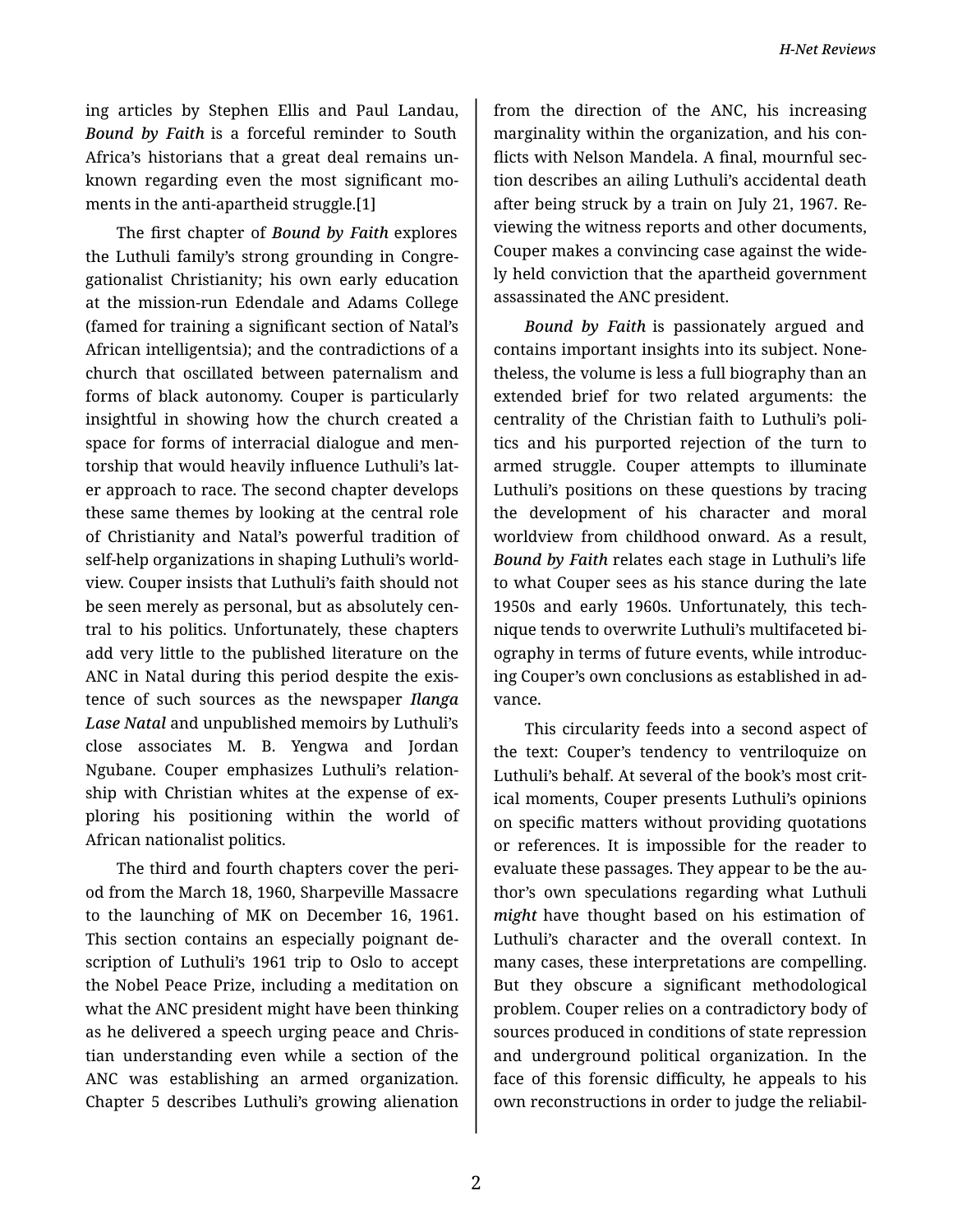ing articles by Stephen Ellis and Paul Landau, ***Bound by Faith*** is a forceful reminder to South Africa's historians that a great deal remains unknown regarding even the most significant moments in the anti-apartheid struggle.[1]

The first chapter of ***Bound by Faith*** explores the Luthuli family's strong grounding in Congregationalist Christianity; his own early education at the mission-run Edendale and Adams College (famed for training a significant section of Natal's African intelligentsia); and the contradictions of a church that oscillated between paternalism and forms of black autonomy. Couper is particularly insightful in showing how the church created a space for forms of interracial dialogue and mentorship that would heavily influence Luthuli's later approach to race. The second chapter develops these same themes by looking at the central role of Christianity and Natal's powerful tradition of self-help organizations in shaping Luthuli's worldview. Couper insists that Luthuli's faith should not be seen merely as personal, but as absolutely central to his politics. Unfortunately, these chapters add very little to the published literature on the ANC in Natal during this period despite the existence of such sources as the newspaper ***Ilanga Lase Natal*** and unpublished memoirs by Luthuli's close associates M. B. Yengwa and Jordan Ngubane. Couper emphasizes Luthuli's relationship with Christian whites at the expense of exploring his positioning within the world of African nationalist politics.

The third and fourth chapters cover the period from the March 18, 1960, Sharpeville Massacre to the launching of MK on December 16, 1961. This section contains an especially poignant description of Luthuli's 1961 trip to Oslo to accept the Nobel Peace Prize, including a meditation on what the ANC president might have been thinking as he delivered a speech urging peace and Christian understanding even while a section of the ANC was establishing an armed organization. Chapter 5 describes Luthuli's growing alienation from the direction of the ANC, his increasing marginality within the organization, and his conflicts with Nelson Mandela. A final, mournful section describes an ailing Luthuli's accidental death after being struck by a train on July 21, 1967. Reviewing the witness reports and other documents, Couper makes a convincing case against the widely held conviction that the apartheid government assassinated the ANC president.

***Bound by Faith*** is passionately argued and contains important insights into its subject. Nonetheless, the volume is less a full biography than an extended brief for two related arguments: the centrality of the Christian faith to Luthuli's politics and his purported rejection of the turn to armed struggle. Couper attempts to illuminate Luthuli's positions on these questions by tracing the development of his character and moral worldview from childhood onward. As a result, ***Bound by Faith*** relates each stage in Luthuli's life to what Couper sees as his stance during the late 1950s and early 1960s. Unfortunately, this technique tends to overwrite Luthuli's multifaceted biography in terms of future events, while introducing Couper's own conclusions as established in advance.

This circularity feeds into a second aspect of the text: Couper's tendency to ventriloquize on Luthuli's behalf. At several of the book's most critical moments, Couper presents Luthuli's opinions on specific matters without providing quotations or references. It is impossible for the reader to evaluate these passages. They appear to be the author's own speculations regarding what Luthuli *might* have thought based on his estimation of Luthuli's character and the overall context. In many cases, these interpretations are compelling. But they obscure a significant methodological problem. Couper relies on a contradictory body of sources produced in conditions of state repression and underground political organization. In the face of this forensic difficulty, he appeals to his own reconstructions in order to judge the reliabil-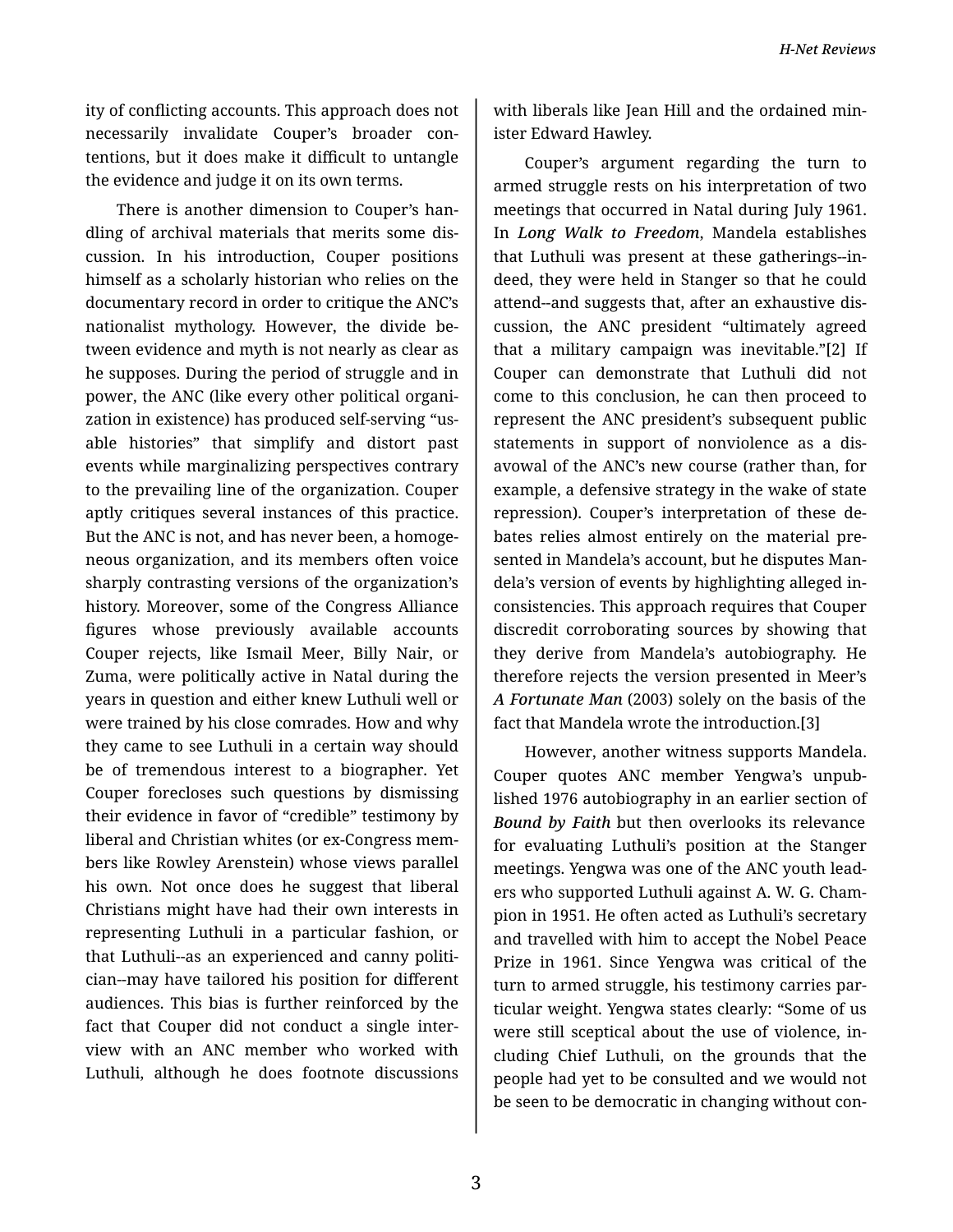ity of conflicting accounts. This approach does not necessarily invalidate Couper's broader contentions, but it does make it difficult to untangle the evidence and judge it on its own terms.

There is another dimension to Couper's handling of archival materials that merits some discussion. In his introduction, Couper positions himself as a scholarly historian who relies on the documentary record in order to critique the ANC's nationalist mythology. However, the divide between evidence and myth is not nearly as clear as he supposes. During the period of struggle and in power, the ANC (like every other political organization in existence) has produced self-serving "usable histories" that simplify and distort past events while marginalizing perspectives contrary to the prevailing line of the organization. Couper aptly critiques several instances of this practice. But the ANC is not, and has never been, a homogeneous organization, and its members often voice sharply contrasting versions of the organization's history. Moreover, some of the Congress Alliance figures whose previously available accounts Couper rejects, like Ismail Meer, Billy Nair, or Zuma, were politically active in Natal during the years in question and either knew Luthuli well or were trained by his close comrades. How and why they came to see Luthuli in a certain way should be of tremendous interest to a biographer. Yet Couper forecloses such questions by dismissing their evidence in favor of "credible" testimony by liberal and Christian whites (or ex-Congress members like Rowley Arenstein) whose views parallel his own. Not once does he suggest that liberal Christians might have had their own interests in representing Luthuli in a particular fashion, or that Luthuli--as an experienced and canny politician--may have tailored his position for different audiences. This bias is further reinforced by the fact that Couper did not conduct a single interview with an ANC member who worked with Luthuli, although he does footnote discussions with liberals like Jean Hill and the ordained minister Edward Hawley.

Couper's argument regarding the turn to armed struggle rests on his interpretation of two meetings that occurred in Natal during July 1961. In *Long Walk to Freedom*, Mandela establishes that Luthuli was present at these gatherings--indeed, they were held in Stanger so that he could attend--and suggests that, after an exhaustive discussion, the ANC president "ultimately agreed that a military campaign was inevitable."[2] If Couper can demonstrate that Luthuli did not come to this conclusion, he can then proceed to represent the ANC president's subsequent public statements in support of nonviolence as a disavowal of the ANC's new course (rather than, for example, a defensive strategy in the wake of state repression). Couper's interpretation of these debates relies almost entirely on the material presented in Mandela's account, but he disputes Mandela's version of events by highlighting alleged inconsistencies. This approach requires that Couper discredit corroborating sources by showing that they derive from Mandela's autobiography. He therefore rejects the version presented in Meer's *A Fortunate Man* (2003) solely on the basis of the fact that Mandela wrote the introduction.[3]

However, another witness supports Mandela. Couper quotes ANC member Yengwa's unpublished 1976 autobiography in an earlier section of *Bound by Faith* but then overlooks its relevance for evaluating Luthuli's position at the Stanger meetings. Yengwa was one of the ANC youth leaders who supported Luthuli against A. W. G. Champion in 1951. He often acted as Luthuli's secretary and travelled with him to accept the Nobel Peace Prize in 1961. Since Yengwa was critical of the turn to armed struggle, his testimony carries particular weight. Yengwa states clearly: "Some of us were still sceptical about the use of violence, including Chief Luthuli, on the grounds that the people had yet to be consulted and we would not be seen to be democratic in changing without con-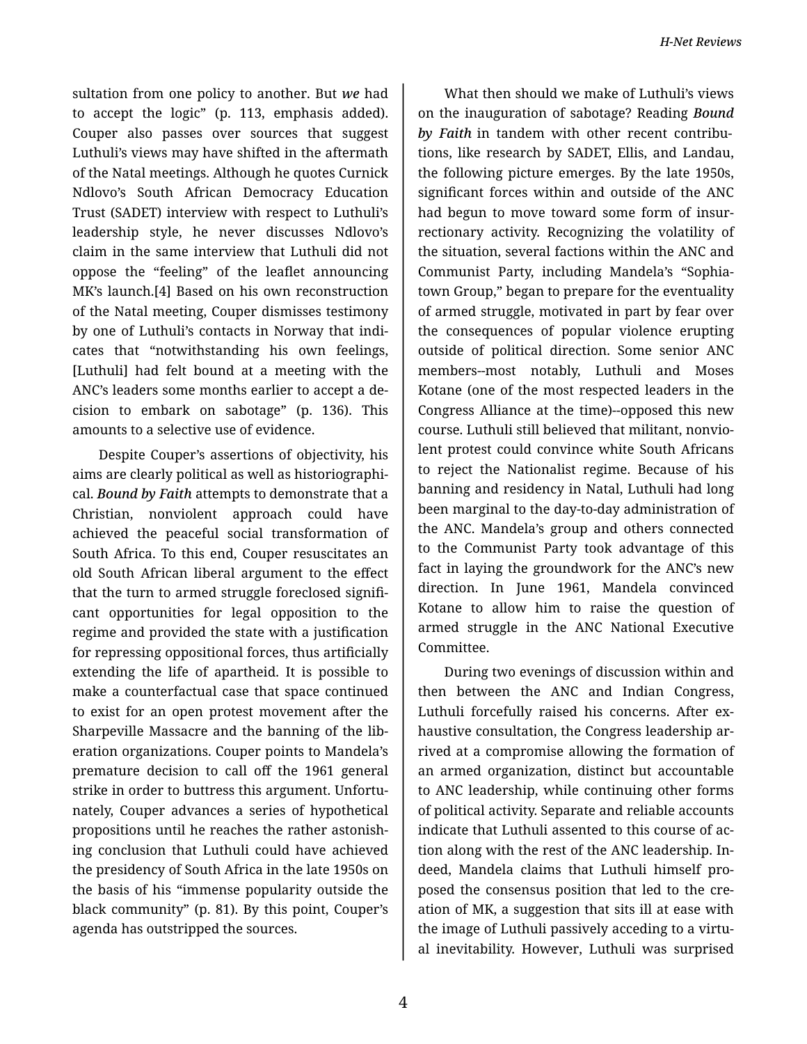sultation from one policy to another. But *we* had to accept the logic" (p. 113, emphasis added). Couper also passes over sources that suggest Luthuli's views may have shifted in the aftermath of the Natal meetings. Although he quotes Curnick Ndlovo's South African Democracy Education Trust (SADET) interview with respect to Luthuli's leadership style, he never discusses Ndlovo's claim in the same interview that Luthuli did not oppose the "feeling" of the leaflet announcing MK's launch.[4] Based on his own reconstruction of the Natal meeting, Couper dismisses testimony by one of Luthuli's contacts in Norway that indicates that "notwithstanding his own feelings, [Luthuli] had felt bound at a meeting with the ANC's leaders some months earlier to accept a decision to embark on sabotage" (p. 136). This amounts to a selective use of evidence.

Despite Couper's assertions of objectivity, his aims are clearly political as well as historiographical. ***Bound by Faith*** attempts to demonstrate that a Christian, nonviolent approach could have achieved the peaceful social transformation of South Africa. To this end, Couper resuscitates an old South African liberal argument to the effect that the turn to armed struggle foreclosed significant opportunities for legal opposition to the regime and provided the state with a justification for repressing oppositional forces, thus artificially extending the life of apartheid. It is possible to make a counterfactual case that space continued to exist for an open protest movement after the Sharpeville Massacre and the banning of the liberation organizations. Couper points to Mandela's premature decision to call off the 1961 general strike in order to buttress this argument. Unfortunately, Couper advances a series of hypothetical propositions until he reaches the rather astonishing conclusion that Luthuli could have achieved the presidency of South Africa in the late 1950s on the basis of his "immense popularity outside the black community" (p. 81). By this point, Couper's agenda has outstripped the sources.

What then should we make of Luthuli's views on the inauguration of sabotage? Reading ***Bound by Faith*** in tandem with other recent contributions, like research by SADET, Ellis, and Landau, the following picture emerges. By the late 1950s, significant forces within and outside of the ANC had begun to move toward some form of insurrectionary activity. Recognizing the volatility of the situation, several factions within the ANC and Communist Party, including Mandela's "Sophiatown Group," began to prepare for the eventuality of armed struggle, motivated in part by fear over the consequences of popular violence erupting outside of political direction. Some senior ANC members--most notably, Luthuli and Moses Kotane (one of the most respected leaders in the Congress Alliance at the time)--opposed this new course. Luthuli still believed that militant, nonviolent protest could convince white South Africans to reject the Nationalist regime. Because of his banning and residency in Natal, Luthuli had long been marginal to the day-to-day administration of the ANC. Mandela's group and others connected to the Communist Party took advantage of this fact in laying the groundwork for the ANC's new direction. In June 1961, Mandela convinced Kotane to allow him to raise the question of armed struggle in the ANC National Executive Committee.

During two evenings of discussion within and then between the ANC and Indian Congress, Luthuli forcefully raised his concerns. After exhaustive consultation, the Congress leadership arrived at a compromise allowing the formation of an armed organization, distinct but accountable to ANC leadership, while continuing other forms of political activity. Separate and reliable accounts indicate that Luthuli assented to this course of action along with the rest of the ANC leadership. Indeed, Mandela claims that Luthuli himself proposed the consensus position that led to the creation of MK, a suggestion that sits ill at ease with the image of Luthuli passively acceding to a virtual inevitability. However, Luthuli was surprised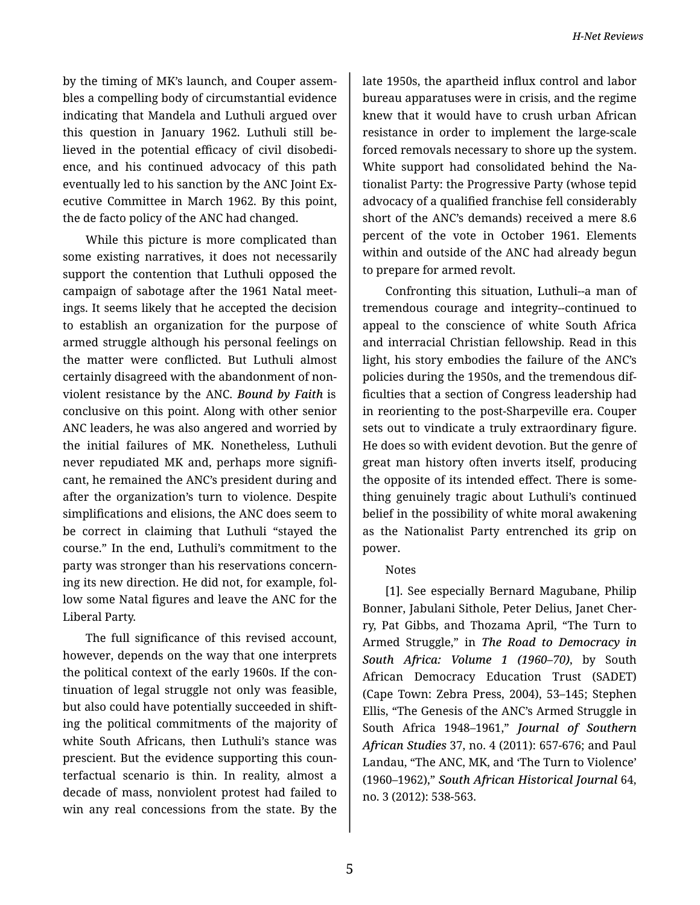by the timing of MK's launch, and Couper assembles a compelling body of circumstantial evidence indicating that Mandela and Luthuli argued over this question in January 1962. Luthuli still believed in the potential efficacy of civil disobedience, and his continued advocacy of this path eventually led to his sanction by the ANC Joint Executive Committee in March 1962. By this point, the de facto policy of the ANC had changed.

While this picture is more complicated than some existing narratives, it does not necessarily support the contention that Luthuli opposed the campaign of sabotage after the 1961 Natal meetings. It seems likely that he accepted the decision to establish an organization for the purpose of armed struggle although his personal feelings on the matter were conflicted. But Luthuli almost certainly disagreed with the abandonment of nonviolent resistance by the ANC. ***Bound by Faith*** is conclusive on this point. Along with other senior ANC leaders, he was also angered and worried by the initial failures of MK. Nonetheless, Luthuli never repudiated MK and, perhaps more significant, he remained the ANC's president during and after the organization's turn to violence. Despite simplifications and elisions, the ANC does seem to be correct in claiming that Luthuli "stayed the course." In the end, Luthuli's commitment to the party was stronger than his reservations concerning its new direction. He did not, for example, follow some Natal figures and leave the ANC for the Liberal Party.

The full significance of this revised account, however, depends on the way that one interprets the political context of the early 1960s. If the continuation of legal struggle not only was feasible, but also could have potentially succeeded in shifting the political commitments of the majority of white South Africans, then Luthuli's stance was prescient. But the evidence supporting this counterfactual scenario is thin. In reality, almost a decade of mass, nonviolent protest had failed to win any real concessions from the state. By the late 1950s, the apartheid influx control and labor bureau apparatuses were in crisis, and the regime knew that it would have to crush urban African resistance in order to implement the large-scale forced removals necessary to shore up the system. White support had consolidated behind the Nationalist Party: the Progressive Party (whose tepid advocacy of a qualified franchise fell considerably short of the ANC's demands) received a mere 8.6 percent of the vote in October 1961. Elements within and outside of the ANC had already begun to prepare for armed revolt.

Confronting this situation, Luthuli--a man of tremendous courage and integrity--continued to appeal to the conscience of white South Africa and interracial Christian fellowship. Read in this light, his story embodies the failure of the ANC's policies during the 1950s, and the tremendous difficulties that a section of Congress leadership had in reorienting to the post-Sharpeville era. Couper sets out to vindicate a truly extraordinary figure. He does so with evident devotion. But the genre of great man history often inverts itself, producing the opposite of its intended effect. There is something genuinely tragic about Luthuli's continued belief in the possibility of white moral awakening as the Nationalist Party entrenched its grip on power.

Notes

[1]. See especially Bernard Magubane, Philip Bonner, Jabulani Sithole, Peter Delius, Janet Cherry, Pat Gibbs, and Thozama April, "The Turn to Armed Struggle," in ***The Road to Democracy in South Africa: Volume 1 (1960–70)***, by South African Democracy Education Trust (SADET) (Cape Town: Zebra Press, 2004), 53–145; Stephen Ellis, "The Genesis of the ANC's Armed Struggle in South Africa 1948–1961," ***Journal of Southern African Studies*** 37, no. 4 (2011): 657-676; and Paul Landau, "The ANC, MK, and 'The Turn to Violence' (1960–1962)," ***South African Historical Journal*** 64, no. 3 (2012): 538-563.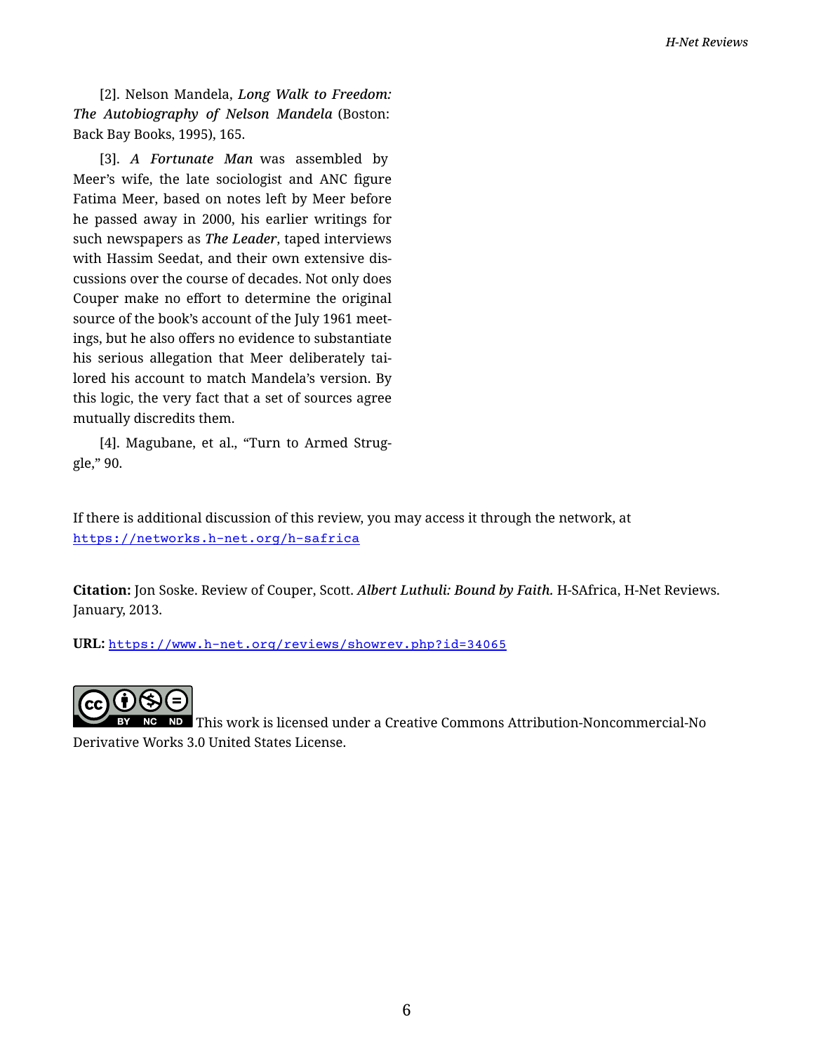[2]. Nelson Mandela, ***Long Walk to Freedom: The Autobiography of Nelson Mandela*** (Boston: Back Bay Books, 1995), 165.

[3]. ***A Fortunate Man*** was assembled by Meer's wife, the late sociologist and ANC figure Fatima Meer, based on notes left by Meer before he passed away in 2000, his earlier writings for such newspapers as ***The Leader***, taped interviews with Hassim Seedat, and their own extensive discussions over the course of decades. Not only does Couper make no effort to determine the original source of the book's account of the July 1961 meetings, but he also offers no evidence to substantiate his serious allegation that Meer deliberately tailored his account to match Mandela's version. By this logic, the very fact that a set of sources agree mutually discredits them.

[4]. Magubane, et al., "Turn to Armed Struggle," 90.

If there is additional discussion of this review, you may access it through the network, at https://networks.h-net.org/h-safrica

**Citation:** Jon Soske. Review of Couper, Scott. ***Albert Luthuli: Bound by Faith.*** H-SAfrica, H-Net Reviews. January, 2013.

**URL:** https://www.h-net.org/reviews/showrev.php?id=34065

This work is licensed under a Creative Commons Attribution-Noncommercial-No Derivative Works 3.0 United States License.